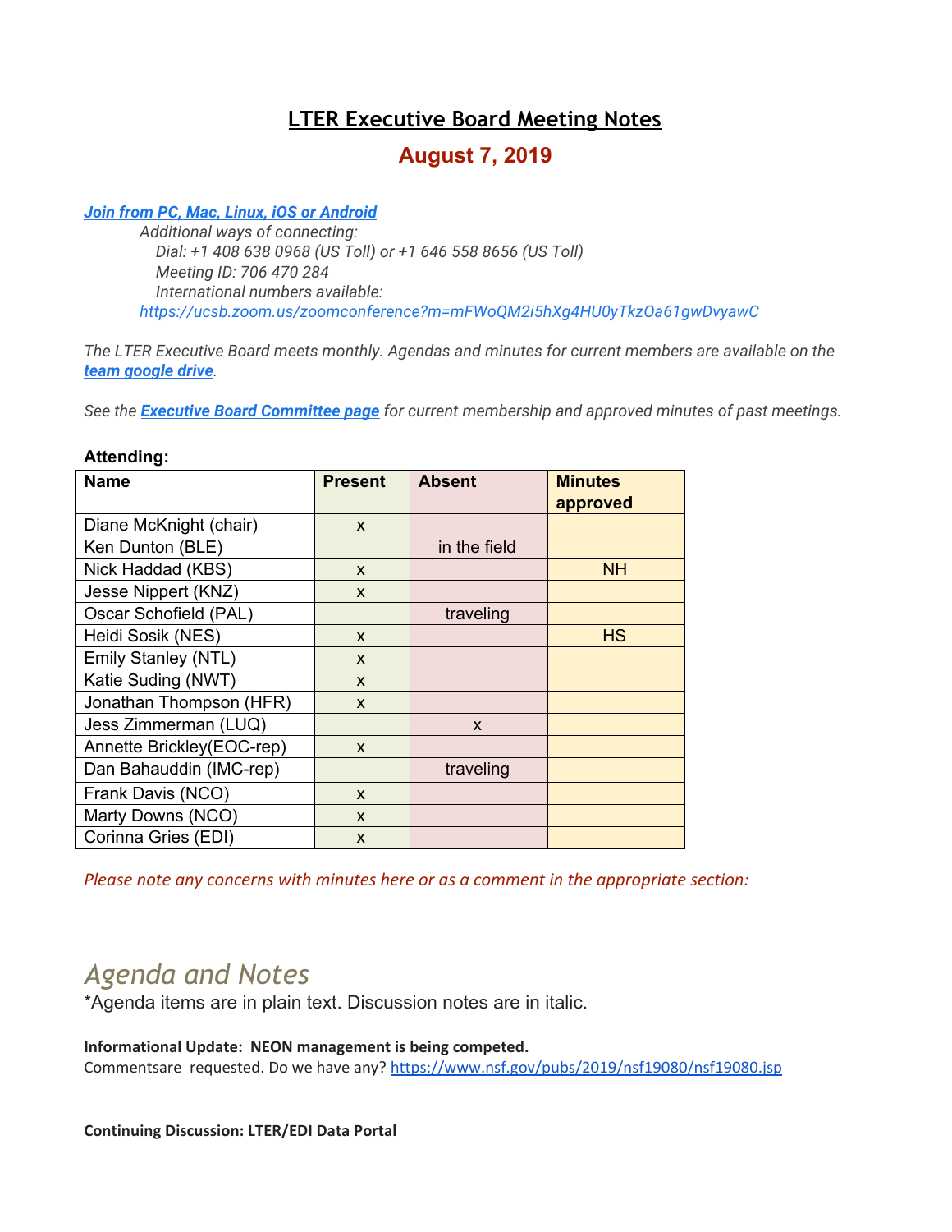# LTER Executive Board Meeting Notes

## August 7, 2019

***[Join from PC, Mac, Linux, iOS or Android](#)***

*Additional ways of connecting:*
*Dial: +1 408 638 0968 (US Toll) or +1 646 558 8656 (US Toll)*
*Meeting ID: 706 470 284*
*International numbers available:*
*[https://ucsb.zoom.us/zoomconference?m=mFWoQM2i5hXg4HU0yTkzOa61gwDvyawC](https://ucsb.zoom.us/zoomconference?m=mFWoQM2i5hXg4HU0yTkzOa61gwDvyawC)*

*The LTER Executive Board meets monthly. Agendas and minutes for current members are available on the* ***team google drive****.*

*See the* ***Executive Board Committee page*** *for current membership and approved minutes of past meetings.*

**Attending:**

| Name | Present | Absent | Minutes approved |
|---|---|---|---|
| Diane McKnight (chair) | x | | |
| Ken Dunton (BLE) | | in the field | |
| Nick Haddad (KBS) | x | | NH |
| Jesse Nippert (KNZ) | x | | |
| Oscar Schofield (PAL) | | traveling | |
| Heidi Sosik (NES) | x | | HS |
| Emily Stanley (NTL) | x | | |
| Katie Suding (NWT) | x | | |
| Jonathan Thompson (HFR) | x | | |
| Jess Zimmerman (LUQ) | | x | |
| Annette Brickley(EOC-rep) | x | | |
| Dan Bahauddin (IMC-rep) | | traveling | |
| Frank Davis (NCO) | x | | |
| Marty Downs (NCO) | x | | |
| Corinna Gries (EDI) | x | | |

*Please note any concerns with minutes here or as a comment in the appropriate section:*

# *Agenda and Notes*

*Agenda items are in plain text. Discussion notes are in italic.

**Informational Update: NEON management is being competed.**
Commentsare requested. Do we have any? [https://www.nsf.gov/pubs/2019/nsf19080/nsf19080.jsp](https://www.nsf.gov/pubs/2019/nsf19080/nsf19080.jsp)

**Continuing Discussion: LTER/EDI Data Portal**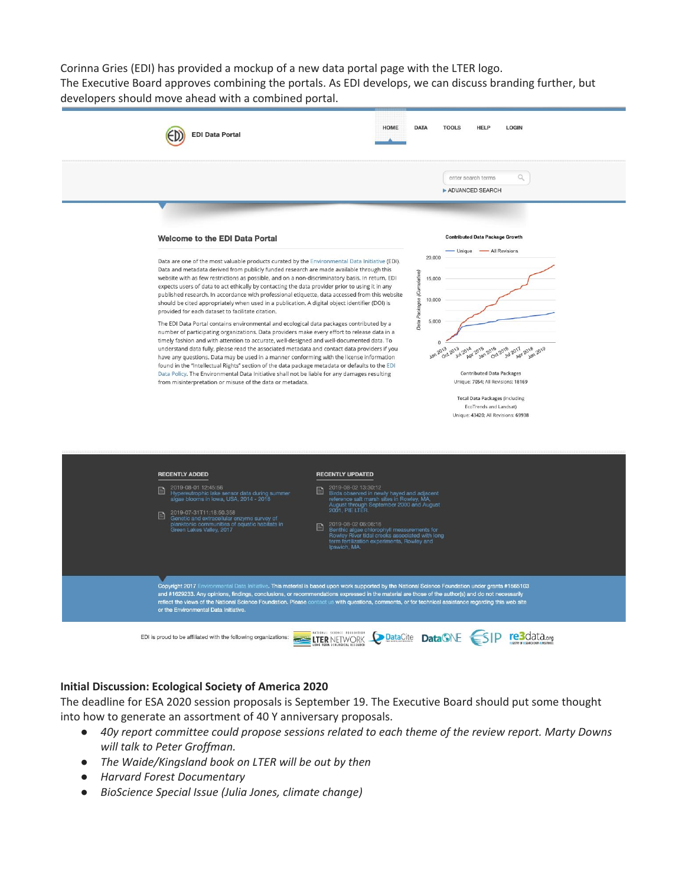Corinna Gries (EDI) has provided a mockup of a new data portal page with the LTER logo.
The Executive Board approves combining the portals. As EDI develops, we can discuss branding further, but developers should move ahead with a combined portal.

EDI Data Portal

HOME DATA TOOLS HELP LOGIN

enter search terms

ADVANCED SEARCH

**Welcome to the EDI Data Portal**

Data are one of the most valuable products curated by the Environmental Data Initiative (EDI). Data and metadata derived from publicly funded research are made available through this website with as few restrictions as possible, and on a non-discriminatory basis. In return, EDI expects users of data to act ethically by contacting the data provider prior to using it in any published research. In accordance with professional etiquette, data accessed from this website should be cited appropriately when used in a publication. A digital object identifier (DOI) is provided for each dataset to facilitate citation.

The EDI Data Portal contains environmental and ecological data packages contributed by a number of participating organizations. Data providers make every effort to release data in a timely fashion and with attention to accurate, well-designed and well-documented data. To understand data fully, please read the associated metadata and contact data providers if you have any questions. Data may be used in a manner conforming with the license information found in the "Intellectual Rights" section of the data package metadata or defaults to the EDI Data Policy. The Environmental Data Initiative shall not be liable for any damages resulting from misinterpretation or misuse of the data or metadata.

Contributed Data Package Growth

Contributed Data Packages
Unique: 7054; All Revisions: 18169

Total Data Packages (including EcoTrends and Landsat)
Unique: 43420; All Revisions: 69938

**RECENTLY ADDED**

- 2019-08-01 12:45:56
  Hypereutrophic lake sensor data during summer algae blooms in Iowa, USA, 2014 - 2018
- 2019-07-31T11:18:50.358
  Genetic and extracellular enzyme survey of planktonic communities of aquatic habitats in Green Lakes Valley, 2017

**RECENTLY UPDATED**

- 2019-08-02 13:30:12
  Birds observed in newly hayed and adjacent reference salt marsh sites in Rowley, MA, August through September 2000 and August 2001, PIE LTER.
- 2019-08-02 08:06:16
  Benthic algae chlorophyll measurements for Rowley River tidal creeks associated with long term fertilization experiments, Rowley and Ipswich, MA.

Copyright 2017 Environmental Data Initiative. This material is based upon work supported by the National Science Foundation under grants #1565103 and #1629233. Any opinions, findings, conclusions, or recommendations expressed in the material are those of the author(s) and do not necessarily reflect the views of the National Science Foundation. Please contact us with questions, comments, or for technical assistance regarding this web site or the Environmental Data Initiative.

EDI is proud to be affiliated with the following organizations: LTER Network, DataCite, DataONE, ESIP, re3data.org

### Initial Discussion: Ecological Society of America 2020

The deadline for ESA 2020 session proposals is September 19. The Executive Board should put some thought into how to generate an assortment of 40 Y anniversary proposals.

- *40y report committee could propose sessions related to each theme of the review report. Marty Downs will talk to Peter Groffman.*
- *The Waide/Kingsland book on LTER will be out by then*
- *Harvard Forest Documentary*
- *BioScience Special Issue (Julia Jones, climate change)*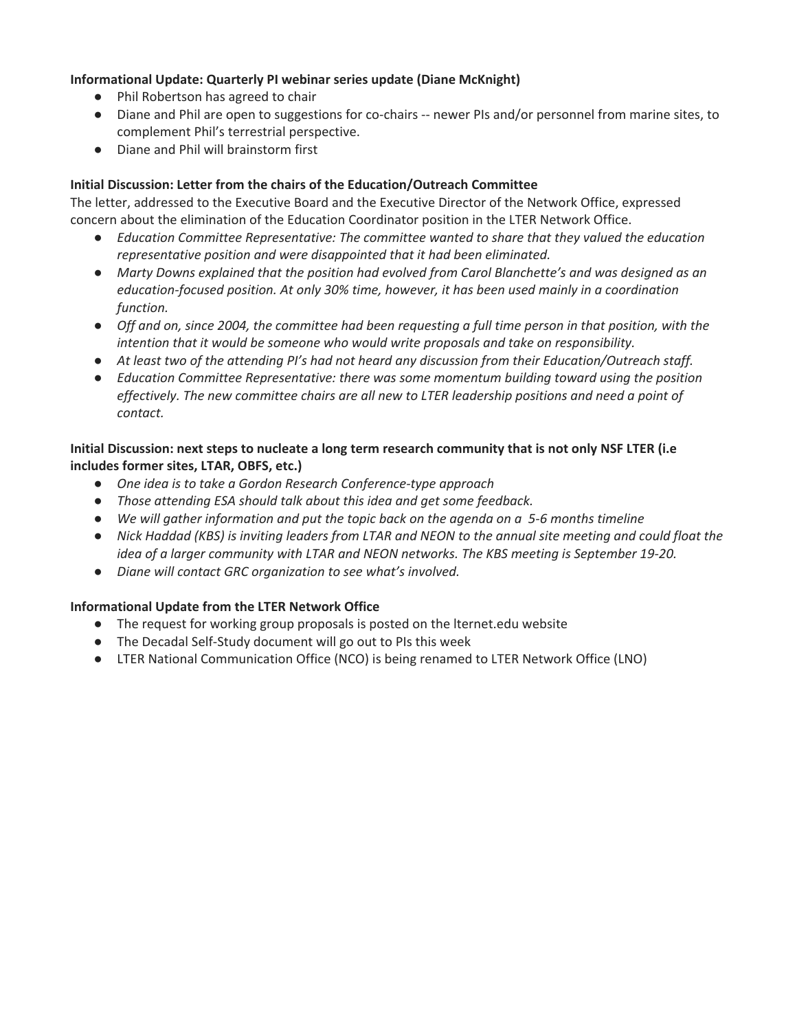**Informational Update: Quarterly PI webinar series update (Diane McKnight)**

- Phil Robertson has agreed to chair
- Diane and Phil are open to suggestions for co-chairs -- newer PIs and/or personnel from marine sites, to complement Phil's terrestrial perspective.
- Diane and Phil will brainstorm first

**Initial Discussion: Letter from the chairs of the Education/Outreach Committee**

The letter, addressed to the Executive Board and the Executive Director of the Network Office, expressed concern about the elimination of the Education Coordinator position in the LTER Network Office.

- *Education Committee Representative: The committee wanted to share that they valued the education representative position and were disappointed that it had been eliminated.*
- *Marty Downs explained that the position had evolved from Carol Blanchette's and was designed as an education-focused position. At only 30% time, however, it has been used mainly in a coordination function.*
- *Off and on, since 2004, the committee had been requesting a full time person in that position, with the intention that it would be someone who would write proposals and take on responsibility.*
- *At least two of the attending PI's had not heard any discussion from their Education/Outreach staff.*
- *Education Committee Representative: there was some momentum building toward using the position effectively. The new committee chairs are all new to LTER leadership positions and need a point of contact.*

**Initial Discussion: next steps to nucleate a long term research community that is not only NSF LTER (i.e includes former sites, LTAR, OBFS, etc.)**

- *One idea is to take a Gordon Research Conference-type approach*
- *Those attending ESA should talk about this idea and get some feedback.*
- *We will gather information and put the topic back on the agenda on a 5-6 months timeline*
- *Nick Haddad (KBS) is inviting leaders from LTAR and NEON to the annual site meeting and could float the idea of a larger community with LTAR and NEON networks. The KBS meeting is September 19-20.*
- *Diane will contact GRC organization to see what's involved.*

**Informational Update from the LTER Network Office**

- The request for working group proposals is posted on the lternet.edu website
- The Decadal Self-Study document will go out to PIs this week
- LTER National Communication Office (NCO) is being renamed to LTER Network Office (LNO)